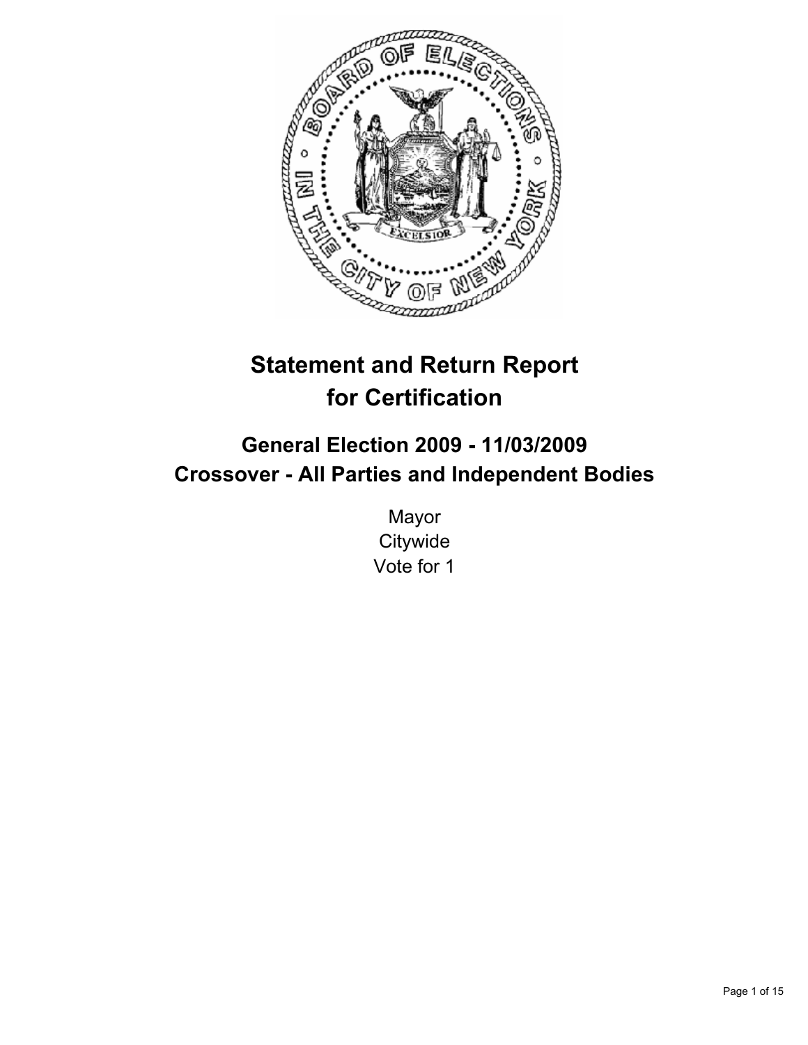# Statement and Return Report for Certification

## General Election 2009 - 11/03/2009
## Crossover - All Parties and Independent Bodies

Mayor
Citywide
Vote for 1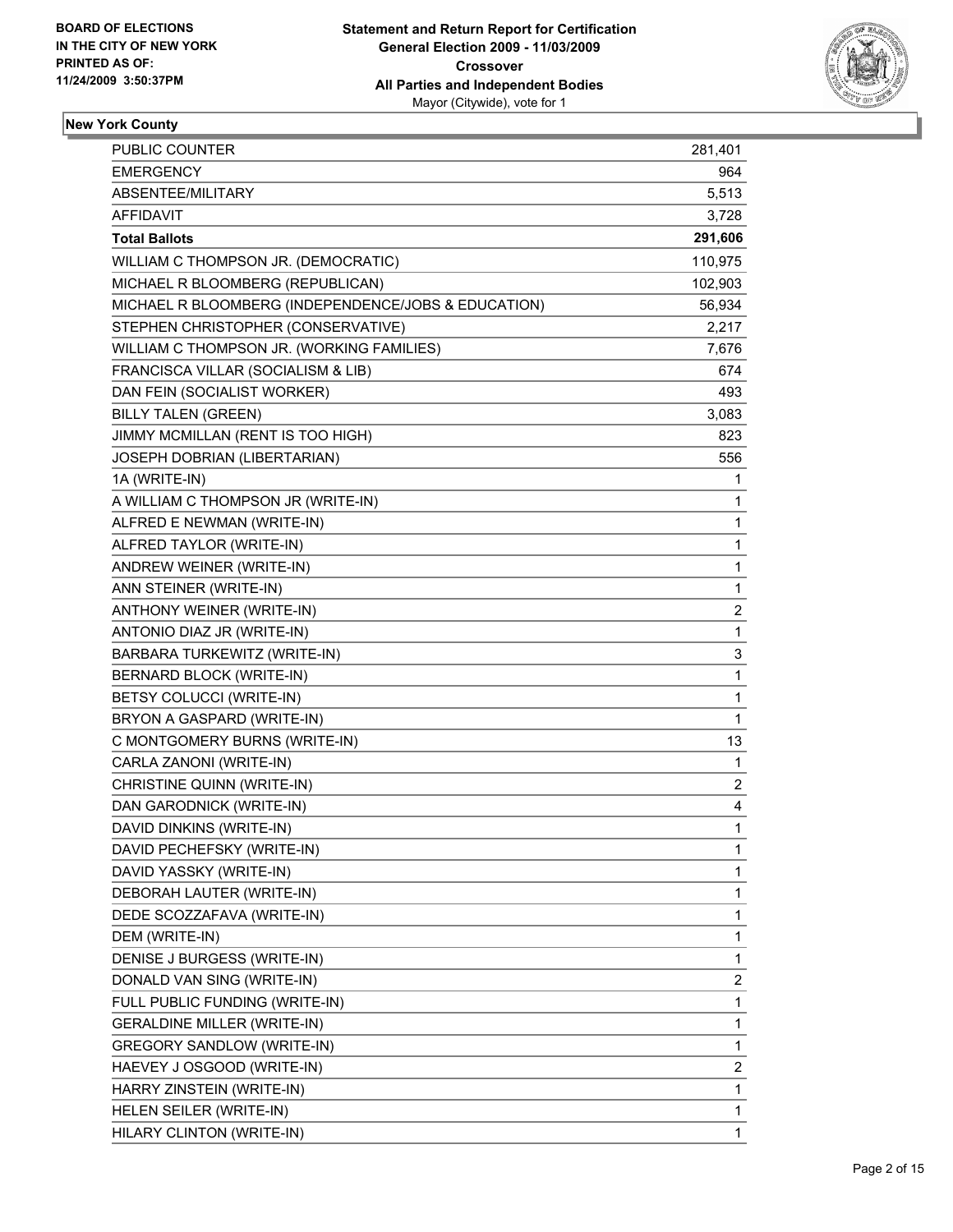BOARD OF ELECTIONS
IN THE CITY OF NEW YORK
PRINTED AS OF:
11/24/2009 3:50:37PM

**Statement and Return Report for Certification**
**General Election 2009 - 11/03/2009**
**Crossover**
**All Parties and Independent Bodies**
Mayor (Citywide), vote for 1

## New York County

| | |
|---|---|
| PUBLIC COUNTER | 281,401 |
| EMERGENCY | 964 |
| ABSENTEE/MILITARY | 5,513 |
| AFFIDAVIT | 3,728 |
| **Total Ballots** | **291,606** |
| WILLIAM C THOMPSON JR. (DEMOCRATIC) | 110,975 |
| MICHAEL R BLOOMBERG (REPUBLICAN) | 102,903 |
| MICHAEL R BLOOMBERG (INDEPENDENCE/JOBS & EDUCATION) | 56,934 |
| STEPHEN CHRISTOPHER (CONSERVATIVE) | 2,217 |
| WILLIAM C THOMPSON JR. (WORKING FAMILIES) | 7,676 |
| FRANCISCA VILLAR (SOCIALISM & LIB) | 674 |
| DAN FEIN (SOCIALIST WORKER) | 493 |
| BILLY TALEN (GREEN) | 3,083 |
| JIMMY MCMILLAN (RENT IS TOO HIGH) | 823 |
| JOSEPH DOBRIAN (LIBERTARIAN) | 556 |
| 1A (WRITE-IN) | 1 |
| A WILLIAM C THOMPSON JR (WRITE-IN) | 1 |
| ALFRED E NEWMAN (WRITE-IN) | 1 |
| ALFRED TAYLOR (WRITE-IN) | 1 |
| ANDREW WEINER (WRITE-IN) | 1 |
| ANN STEINER (WRITE-IN) | 1 |
| ANTHONY WEINER (WRITE-IN) | 2 |
| ANTONIO DIAZ JR (WRITE-IN) | 1 |
| BARBARA TURKEWITZ (WRITE-IN) | 3 |
| BERNARD BLOCK (WRITE-IN) | 1 |
| BETSY COLUCCI (WRITE-IN) | 1 |
| BRYON A GASPARD (WRITE-IN) | 1 |
| C MONTGOMERY BURNS (WRITE-IN) | 13 |
| CARLA ZANONI (WRITE-IN) | 1 |
| CHRISTINE QUINN (WRITE-IN) | 2 |
| DAN GARODNICK (WRITE-IN) | 4 |
| DAVID DINKINS (WRITE-IN) | 1 |
| DAVID PECHEFSKY (WRITE-IN) | 1 |
| DAVID YASSKY (WRITE-IN) | 1 |
| DEBORAH LAUTER (WRITE-IN) | 1 |
| DEDE SCOZZAFAVA (WRITE-IN) | 1 |
| DEM (WRITE-IN) | 1 |
| DENISE J BURGESS (WRITE-IN) | 1 |
| DONALD VAN SING (WRITE-IN) | 2 |
| FULL PUBLIC FUNDING (WRITE-IN) | 1 |
| GERALDINE MILLER (WRITE-IN) | 1 |
| GREGORY SANDLOW (WRITE-IN) | 1 |
| HAEVEY J OSGOOD (WRITE-IN) | 2 |
| HARRY ZINSTEIN (WRITE-IN) | 1 |
| HELEN SEILER (WRITE-IN) | 1 |
| HILARY CLINTON (WRITE-IN) | 1 |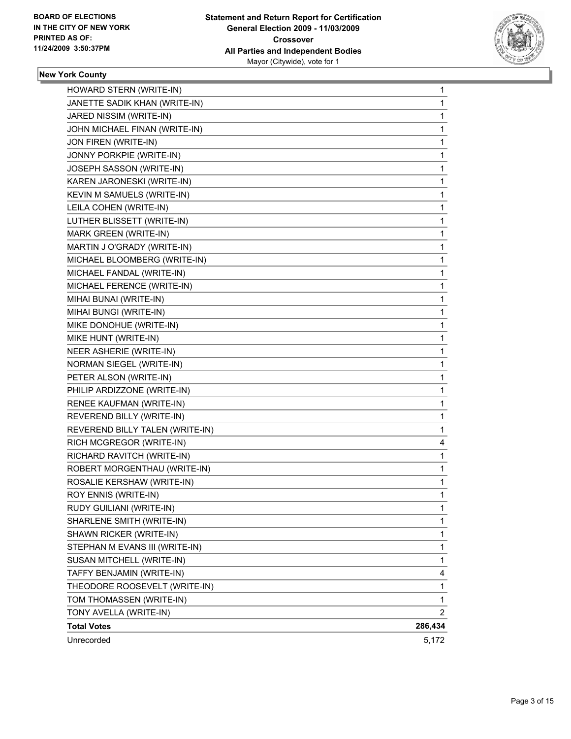**BOARD OF ELECTIONS IN THE CITY OF NEW YORK PRINTED AS OF: 11/24/2009 3:50:37PM**

**Statement and Return Report for Certification General Election 2009 - 11/03/2009 Crossover All Parties and Independent Bodies** Mayor (Citywide), vote for 1

**New York County**

| | |
|---|---|
| HOWARD STERN (WRITE-IN) | 1 |
| JANETTE SADIK KHAN (WRITE-IN) | 1 |
| JARED NISSIM (WRITE-IN) | 1 |
| JOHN MICHAEL FINAN (WRITE-IN) | 1 |
| JON FIREN (WRITE-IN) | 1 |
| JONNY PORKPIE (WRITE-IN) | 1 |
| JOSEPH SASSON (WRITE-IN) | 1 |
| KAREN JARONESKI (WRITE-IN) | 1 |
| KEVIN M SAMUELS (WRITE-IN) | 1 |
| LEILA COHEN (WRITE-IN) | 1 |
| LUTHER BLISSETT (WRITE-IN) | 1 |
| MARK GREEN (WRITE-IN) | 1 |
| MARTIN J O'GRADY (WRITE-IN) | 1 |
| MICHAEL BLOOMBERG (WRITE-IN) | 1 |
| MICHAEL FANDAL (WRITE-IN) | 1 |
| MICHAEL FERENCE (WRITE-IN) | 1 |
| MIHAI BUNAI (WRITE-IN) | 1 |
| MIHAI BUNGI (WRITE-IN) | 1 |
| MIKE DONOHUE (WRITE-IN) | 1 |
| MIKE HUNT (WRITE-IN) | 1 |
| NEER ASHERIE (WRITE-IN) | 1 |
| NORMAN SIEGEL (WRITE-IN) | 1 |
| PETER ALSON (WRITE-IN) | 1 |
| PHILIP ARDIZZONE (WRITE-IN) | 1 |
| RENEE KAUFMAN (WRITE-IN) | 1 |
| REVEREND BILLY (WRITE-IN) | 1 |
| REVEREND BILLY TALEN (WRITE-IN) | 1 |
| RICH MCGREGOR (WRITE-IN) | 4 |
| RICHARD RAVITCH (WRITE-IN) | 1 |
| ROBERT MORGENTHAU (WRITE-IN) | 1 |
| ROSALIE KERSHAW (WRITE-IN) | 1 |
| ROY ENNIS (WRITE-IN) | 1 |
| RUDY GUILIANI (WRITE-IN) | 1 |
| SHARLENE SMITH (WRITE-IN) | 1 |
| SHAWN RICKER (WRITE-IN) | 1 |
| STEPHAN M EVANS III (WRITE-IN) | 1 |
| SUSAN MITCHELL (WRITE-IN) | 1 |
| TAFFY BENJAMIN (WRITE-IN) | 4 |
| THEODORE ROOSEVELT (WRITE-IN) | 1 |
| TOM THOMASSEN (WRITE-IN) | 1 |
| TONY AVELLA (WRITE-IN) | 2 |
| **Total Votes** | **286,434** |
| Unrecorded | 5,172 |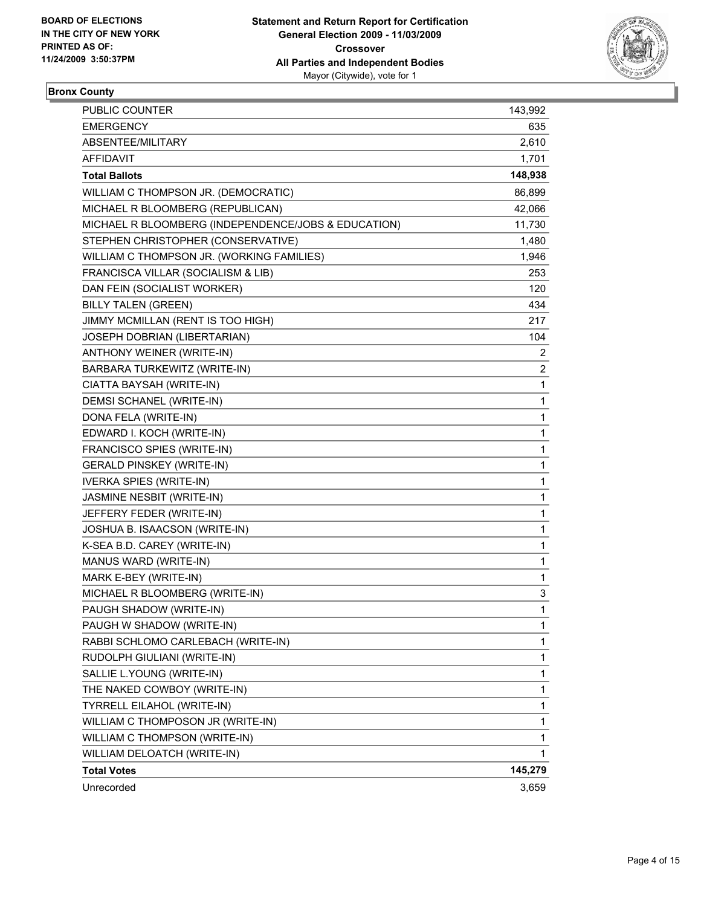BOARD OF ELECTIONS
IN THE CITY OF NEW YORK
PRINTED AS OF:
11/24/2009 3:50:37PM

**Statement and Return Report for Certification**
**General Election 2009 - 11/03/2009**
**Crossover**
**All Parties and Independent Bodies**
Mayor (Citywide), vote for 1

## Bronx County

| | |
|---|---|
| PUBLIC COUNTER | 143,992 |
| EMERGENCY | 635 |
| ABSENTEE/MILITARY | 2,610 |
| AFFIDAVIT | 1,701 |
| **Total Ballots** | **148,938** |
| WILLIAM C THOMPSON JR. (DEMOCRATIC) | 86,899 |
| MICHAEL R BLOOMBERG (REPUBLICAN) | 42,066 |
| MICHAEL R BLOOMBERG (INDEPENDENCE/JOBS & EDUCATION) | 11,730 |
| STEPHEN CHRISTOPHER (CONSERVATIVE) | 1,480 |
| WILLIAM C THOMPSON JR. (WORKING FAMILIES) | 1,946 |
| FRANCISCA VILLAR (SOCIALISM & LIB) | 253 |
| DAN FEIN (SOCIALIST WORKER) | 120 |
| BILLY TALEN (GREEN) | 434 |
| JIMMY MCMILLAN (RENT IS TOO HIGH) | 217 |
| JOSEPH DOBRIAN (LIBERTARIAN) | 104 |
| ANTHONY WEINER (WRITE-IN) | 2 |
| BARBARA TURKEWITZ (WRITE-IN) | 2 |
| CIATTA BAYSAH (WRITE-IN) | 1 |
| DEMSI SCHANEL (WRITE-IN) | 1 |
| DONA FELA (WRITE-IN) | 1 |
| EDWARD I. KOCH (WRITE-IN) | 1 |
| FRANCISCO SPIES (WRITE-IN) | 1 |
| GERALD PINSKEY (WRITE-IN) | 1 |
| IVERKA SPIES (WRITE-IN) | 1 |
| JASMINE NESBIT (WRITE-IN) | 1 |
| JEFFERY FEDER (WRITE-IN) | 1 |
| JOSHUA B. ISAACSON (WRITE-IN) | 1 |
| K-SEA B.D. CAREY (WRITE-IN) | 1 |
| MANUS WARD (WRITE-IN) | 1 |
| MARK E-BEY (WRITE-IN) | 1 |
| MICHAEL R BLOOMBERG (WRITE-IN) | 3 |
| PAUGH SHADOW (WRITE-IN) | 1 |
| PAUGH W SHADOW (WRITE-IN) | 1 |
| RABBI SCHLOMO CARLEBACH (WRITE-IN) | 1 |
| RUDOLPH GIULIANI (WRITE-IN) | 1 |
| SALLIE L.YOUNG (WRITE-IN) | 1 |
| THE NAKED COWBOY (WRITE-IN) | 1 |
| TYRRELL EILAHOL (WRITE-IN) | 1 |
| WILLIAM C THOMPOSON JR (WRITE-IN) | 1 |
| WILLIAM C THOMPSON (WRITE-IN) | 1 |
| WILLIAM DELOATCH (WRITE-IN) | 1 |
| **Total Votes** | **145,279** |
| Unrecorded | 3,659 |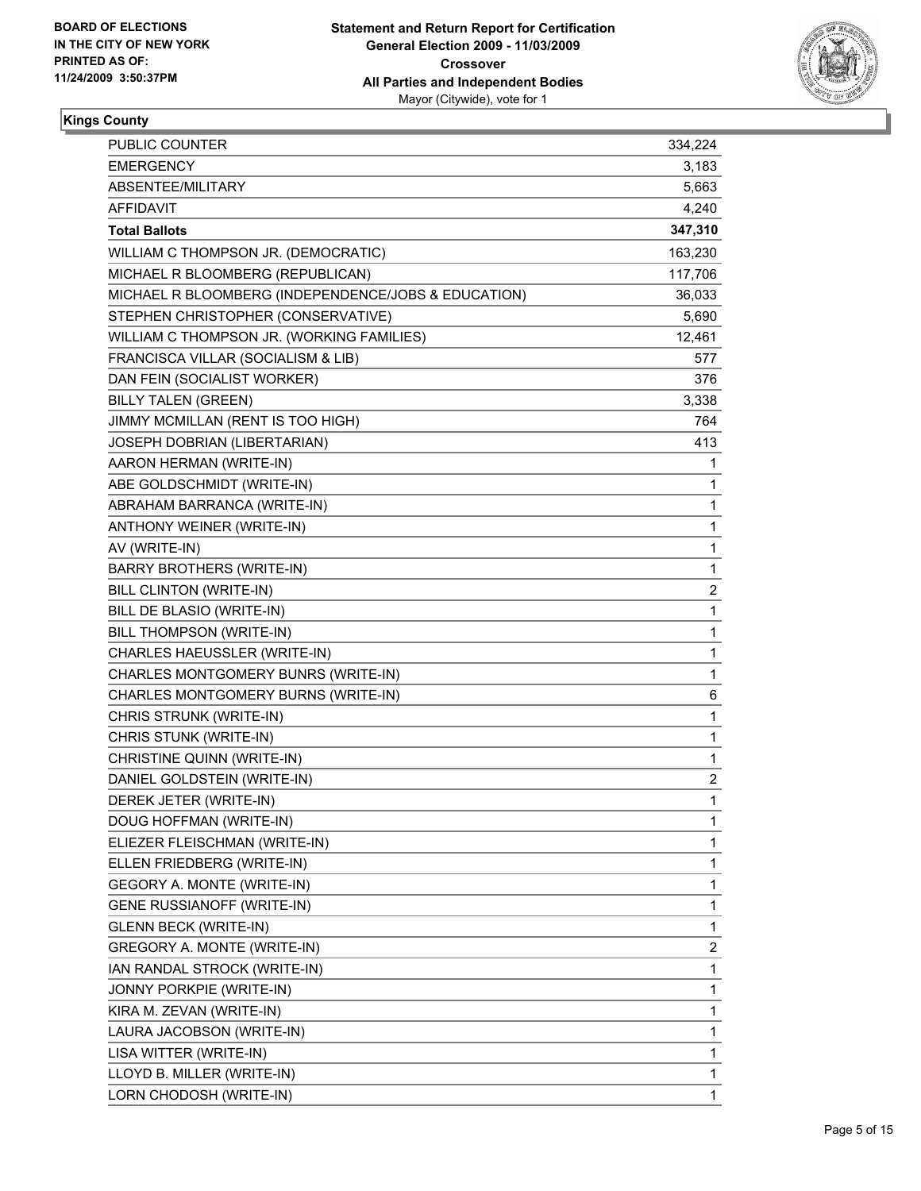BOARD OF ELECTIONS
IN THE CITY OF NEW YORK
PRINTED AS OF:
11/24/2009 3:50:37PM

**Statement and Return Report for Certification**
**General Election 2009 - 11/03/2009**
**Crossover**
**All Parties and Independent Bodies**
Mayor (Citywide), vote for 1

## Kings County

| | |
|---|---|
| PUBLIC COUNTER | 334,224 |
| EMERGENCY | 3,183 |
| ABSENTEE/MILITARY | 5,663 |
| AFFIDAVIT | 4,240 |
| **Total Ballots** | **347,310** |
| WILLIAM C THOMPSON JR. (DEMOCRATIC) | 163,230 |
| MICHAEL R BLOOMBERG (REPUBLICAN) | 117,706 |
| MICHAEL R BLOOMBERG (INDEPENDENCE/JOBS & EDUCATION) | 36,033 |
| STEPHEN CHRISTOPHER (CONSERVATIVE) | 5,690 |
| WILLIAM C THOMPSON JR. (WORKING FAMILIES) | 12,461 |
| FRANCISCA VILLAR (SOCIALISM & LIB) | 577 |
| DAN FEIN (SOCIALIST WORKER) | 376 |
| BILLY TALEN (GREEN) | 3,338 |
| JIMMY MCMILLAN (RENT IS TOO HIGH) | 764 |
| JOSEPH DOBRIAN (LIBERTARIAN) | 413 |
| AARON HERMAN (WRITE-IN) | 1 |
| ABE GOLDSCHMIDT (WRITE-IN) | 1 |
| ABRAHAM BARRANCA (WRITE-IN) | 1 |
| ANTHONY WEINER (WRITE-IN) | 1 |
| AV (WRITE-IN) | 1 |
| BARRY BROTHERS (WRITE-IN) | 1 |
| BILL CLINTON (WRITE-IN) | 2 |
| BILL DE BLASIO (WRITE-IN) | 1 |
| BILL THOMPSON (WRITE-IN) | 1 |
| CHARLES HAEUSSLER (WRITE-IN) | 1 |
| CHARLES MONTGOMERY BUNRS (WRITE-IN) | 1 |
| CHARLES MONTGOMERY BURNS (WRITE-IN) | 6 |
| CHRIS STRUNK (WRITE-IN) | 1 |
| CHRIS STUNK (WRITE-IN) | 1 |
| CHRISTINE QUINN (WRITE-IN) | 1 |
| DANIEL GOLDSTEIN (WRITE-IN) | 2 |
| DEREK JETER (WRITE-IN) | 1 |
| DOUG HOFFMAN (WRITE-IN) | 1 |
| ELIEZER FLEISCHMAN (WRITE-IN) | 1 |
| ELLEN FRIEDBERG (WRITE-IN) | 1 |
| GEGORY A. MONTE (WRITE-IN) | 1 |
| GENE RUSSIANOFF (WRITE-IN) | 1 |
| GLENN BECK (WRITE-IN) | 1 |
| GREGORY A. MONTE (WRITE-IN) | 2 |
| IAN RANDAL STROCK (WRITE-IN) | 1 |
| JONNY PORKPIE (WRITE-IN) | 1 |
| KIRA M. ZEVAN (WRITE-IN) | 1 |
| LAURA JACOBSON (WRITE-IN) | 1 |
| LISA WITTER (WRITE-IN) | 1 |
| LLOYD B. MILLER (WRITE-IN) | 1 |
| LORN CHODOSH (WRITE-IN) | 1 |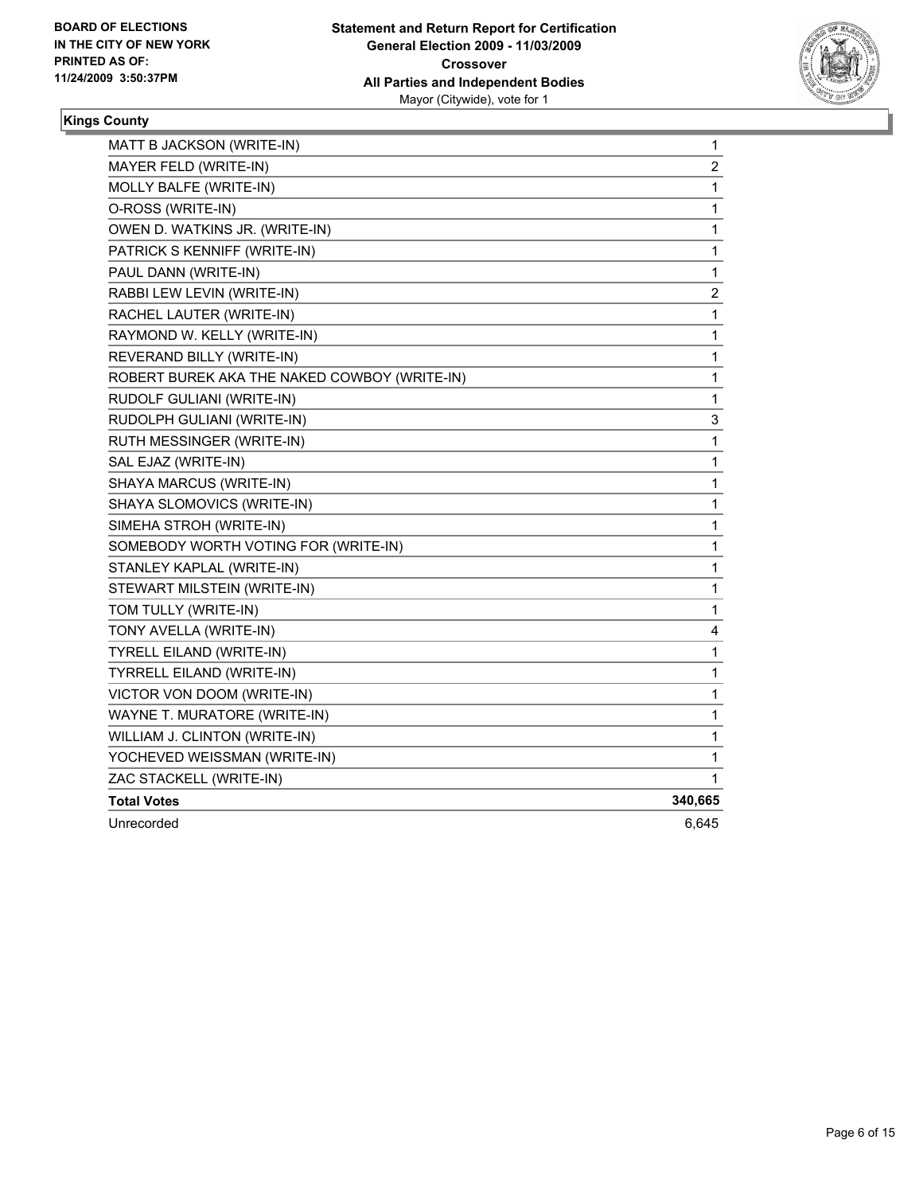**BOARD OF ELECTIONS IN THE CITY OF NEW YORK PRINTED AS OF: 11/24/2009 3:50:37PM**

**Statement and Return Report for Certification**
**General Election 2009 - 11/03/2009**
**Crossover**
**All Parties and Independent Bodies**
Mayor (Citywide), vote for 1

**Kings County**

| | |
|---|---|
| MATT B JACKSON (WRITE-IN) | 1 |
| MAYER FELD (WRITE-IN) | 2 |
| MOLLY BALFE (WRITE-IN) | 1 |
| O-ROSS (WRITE-IN) | 1 |
| OWEN D. WATKINS JR. (WRITE-IN) | 1 |
| PATRICK S KENNIFF (WRITE-IN) | 1 |
| PAUL DANN (WRITE-IN) | 1 |
| RABBI LEW LEVIN (WRITE-IN) | 2 |
| RACHEL LAUTER (WRITE-IN) | 1 |
| RAYMOND W. KELLY (WRITE-IN) | 1 |
| REVERAND BILLY (WRITE-IN) | 1 |
| ROBERT BUREK AKA THE NAKED COWBOY (WRITE-IN) | 1 |
| RUDOLF GULIANI (WRITE-IN) | 1 |
| RUDOLPH GULIANI (WRITE-IN) | 3 |
| RUTH MESSINGER (WRITE-IN) | 1 |
| SAL EJAZ (WRITE-IN) | 1 |
| SHAYA MARCUS (WRITE-IN) | 1 |
| SHAYA SLOMOVICS (WRITE-IN) | 1 |
| SIMEHA STROH (WRITE-IN) | 1 |
| SOMEBODY WORTH VOTING FOR (WRITE-IN) | 1 |
| STANLEY KAPLAL (WRITE-IN) | 1 |
| STEWART MILSTEIN (WRITE-IN) | 1 |
| TOM TULLY (WRITE-IN) | 1 |
| TONY AVELLA (WRITE-IN) | 4 |
| TYRELL EILAND (WRITE-IN) | 1 |
| TYRRELL EILAND (WRITE-IN) | 1 |
| VICTOR VON DOOM (WRITE-IN) | 1 |
| WAYNE T. MURATORE (WRITE-IN) | 1 |
| WILLIAM J. CLINTON (WRITE-IN) | 1 |
| YOCHEVED WEISSMAN (WRITE-IN) | 1 |
| ZAC STACKELL (WRITE-IN) | 1 |
| **Total Votes** | **340,665** |
| Unrecorded | 6,645 |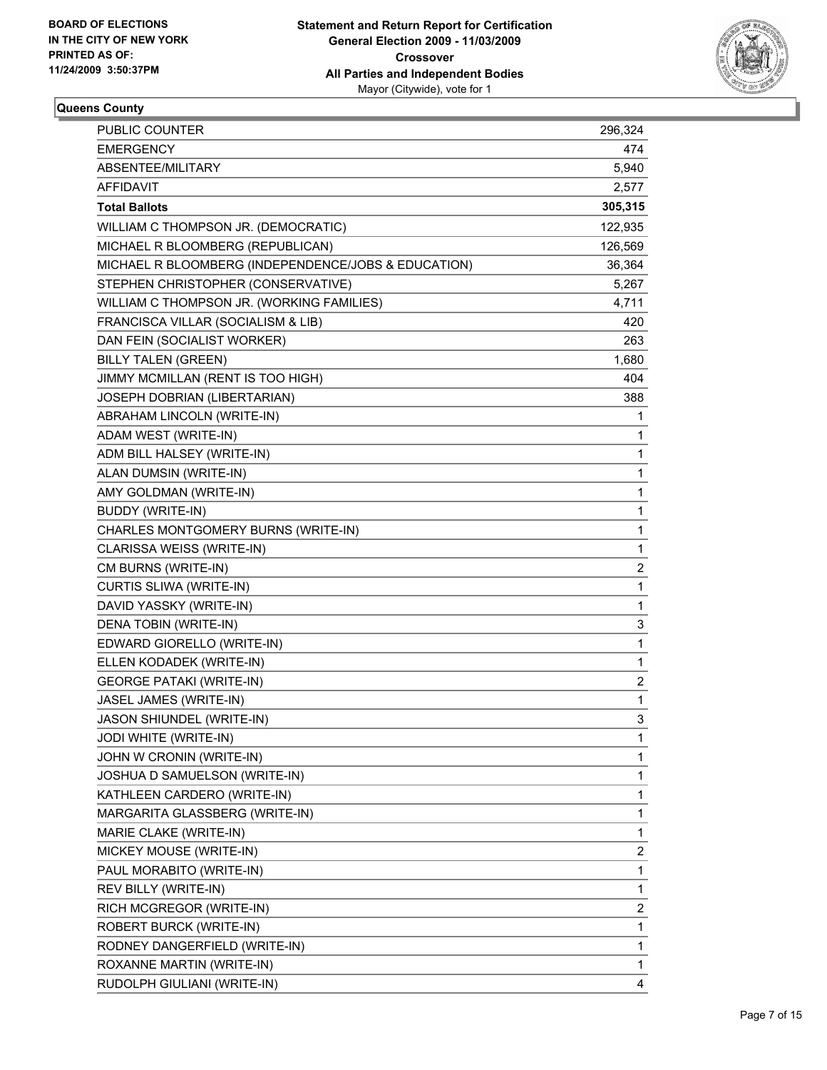**BOARD OF ELECTIONS IN THE CITY OF NEW YORK PRINTED AS OF: 11/24/2009 3:50:37PM**

**Statement and Return Report for Certification**
**General Election 2009 - 11/03/2009**
**Crossover**
**All Parties and Independent Bodies**
Mayor (Citywide), vote for 1

**Queens County**

| | |
|---|---|
| PUBLIC COUNTER | 296,324 |
| EMERGENCY | 474 |
| ABSENTEE/MILITARY | 5,940 |
| AFFIDAVIT | 2,577 |
| **Total Ballots** | **305,315** |
| WILLIAM C THOMPSON JR. (DEMOCRATIC) | 122,935 |
| MICHAEL R BLOOMBERG (REPUBLICAN) | 126,569 |
| MICHAEL R BLOOMBERG (INDEPENDENCE/JOBS & EDUCATION) | 36,364 |
| STEPHEN CHRISTOPHER (CONSERVATIVE) | 5,267 |
| WILLIAM C THOMPSON JR. (WORKING FAMILIES) | 4,711 |
| FRANCISCA VILLAR (SOCIALISM & LIB) | 420 |
| DAN FEIN (SOCIALIST WORKER) | 263 |
| BILLY TALEN (GREEN) | 1,680 |
| JIMMY MCMILLAN (RENT IS TOO HIGH) | 404 |
| JOSEPH DOBRIAN (LIBERTARIAN) | 388 |
| ABRAHAM LINCOLN (WRITE-IN) | 1 |
| ADAM WEST (WRITE-IN) | 1 |
| ADM BILL HALSEY (WRITE-IN) | 1 |
| ALAN DUMSIN (WRITE-IN) | 1 |
| AMY GOLDMAN (WRITE-IN) | 1 |
| BUDDY (WRITE-IN) | 1 |
| CHARLES MONTGOMERY BURNS (WRITE-IN) | 1 |
| CLARISSA WEISS (WRITE-IN) | 1 |
| CM BURNS (WRITE-IN) | 2 |
| CURTIS SLIWA (WRITE-IN) | 1 |
| DAVID YASSKY (WRITE-IN) | 1 |
| DENA TOBIN (WRITE-IN) | 3 |
| EDWARD GIORELLO (WRITE-IN) | 1 |
| ELLEN KODADEK (WRITE-IN) | 1 |
| GEORGE PATAKI (WRITE-IN) | 2 |
| JASEL JAMES (WRITE-IN) | 1 |
| JASON SHIUNDEL (WRITE-IN) | 3 |
| JODI WHITE (WRITE-IN) | 1 |
| JOHN W CRONIN (WRITE-IN) | 1 |
| JOSHUA D SAMUELSON (WRITE-IN) | 1 |
| KATHLEEN CARDERO (WRITE-IN) | 1 |
| MARGARITA GLASSBERG (WRITE-IN) | 1 |
| MARIE CLAKE (WRITE-IN) | 1 |
| MICKEY MOUSE (WRITE-IN) | 2 |
| PAUL MORABITO (WRITE-IN) | 1 |
| REV BILLY (WRITE-IN) | 1 |
| RICH MCGREGOR (WRITE-IN) | 2 |
| ROBERT BURCK (WRITE-IN) | 1 |
| RODNEY DANGERFIELD (WRITE-IN) | 1 |
| ROXANNE MARTIN (WRITE-IN) | 1 |
| RUDOLPH GIULIANI (WRITE-IN) | 4 |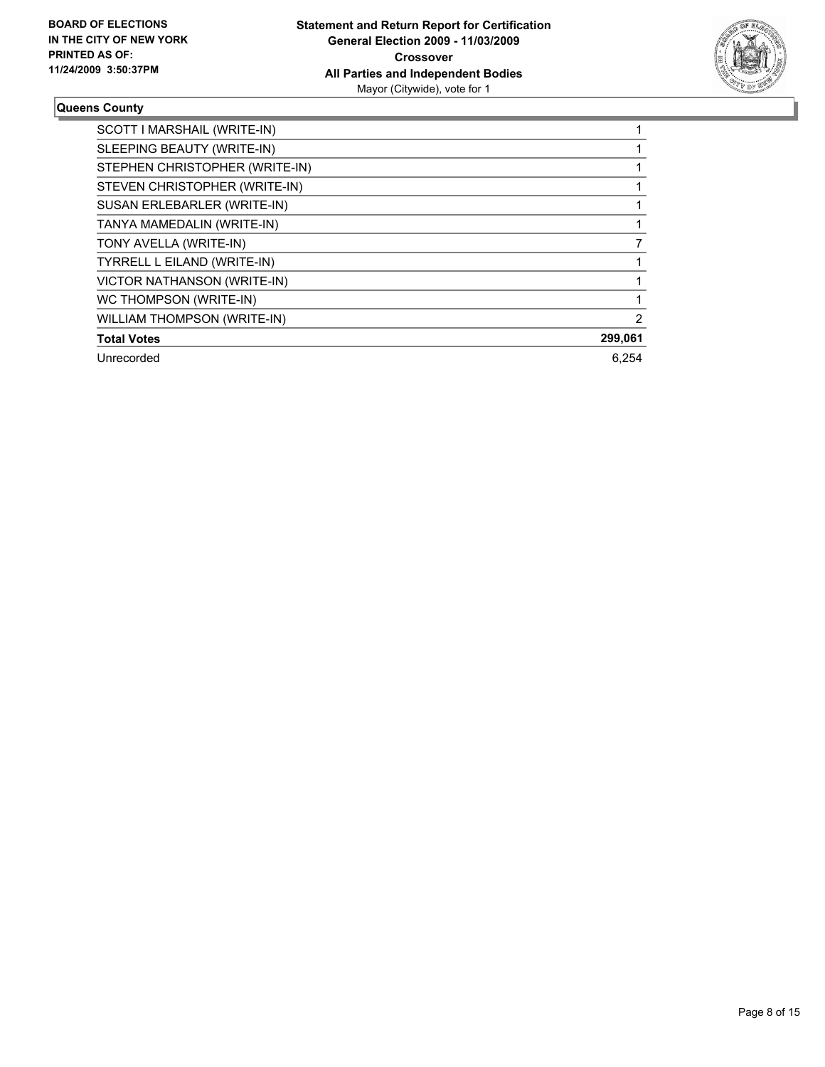**BOARD OF ELECTIONS IN THE CITY OF NEW YORK PRINTED AS OF: 11/24/2009 3:50:37PM**

**Statement and Return Report for Certification General Election 2009 - 11/03/2009 Crossover All Parties and Independent Bodies**
Mayor (Citywide), vote for 1

**Queens County**

| | |
|---|---|
| SCOTT I MARSHAIL (WRITE-IN) | 1 |
| SLEEPING BEAUTY (WRITE-IN) | 1 |
| STEPHEN CHRISTOPHER (WRITE-IN) | 1 |
| STEVEN CHRISTOPHER (WRITE-IN) | 1 |
| SUSAN ERLEBARLER (WRITE-IN) | 1 |
| TANYA MAMEDALIN (WRITE-IN) | 1 |
| TONY AVELLA (WRITE-IN) | 7 |
| TYRRELL L EILAND (WRITE-IN) | 1 |
| VICTOR NATHANSON (WRITE-IN) | 1 |
| WC THOMPSON (WRITE-IN) | 1 |
| WILLIAM THOMPSON (WRITE-IN) | 2 |
| **Total Votes** | **299,061** |
| Unrecorded | 6,254 |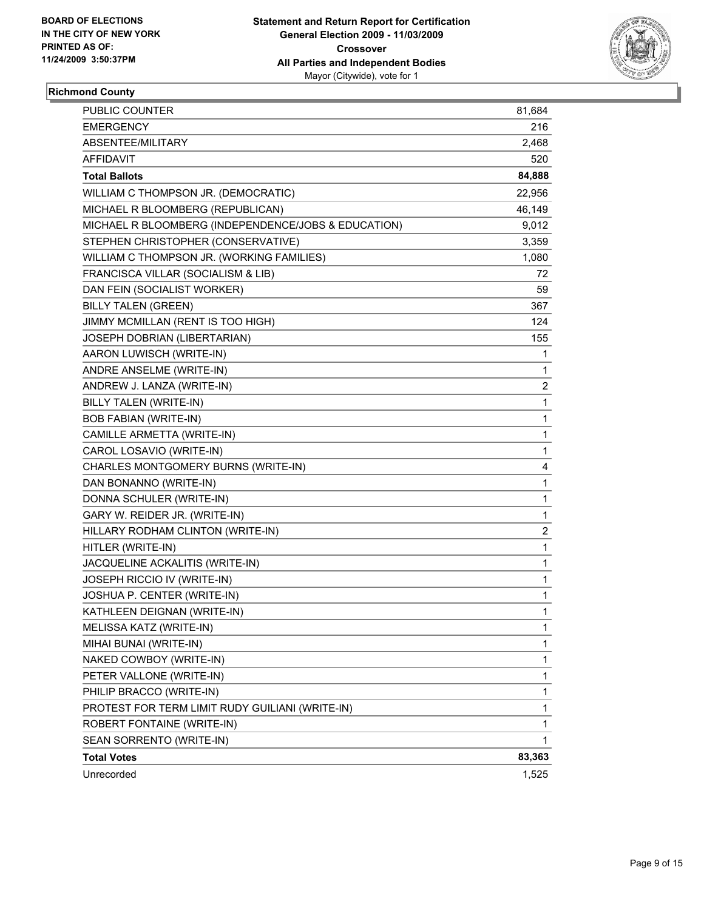**BOARD OF ELECTIONS IN THE CITY OF NEW YORK**
**PRINTED AS OF: 11/24/2009 3:50:37PM**

**Statement and Return Report for Certification**
**General Election 2009 - 11/03/2009**
**Crossover**
**All Parties and Independent Bodies**
Mayor (Citywide), vote for 1

## Richmond County

| | |
|---|---:|
| PUBLIC COUNTER | 81,684 |
| EMERGENCY | 216 |
| ABSENTEE/MILITARY | 2,468 |
| AFFIDAVIT | 520 |
| **Total Ballots** | **84,888** |
| WILLIAM C THOMPSON JR. (DEMOCRATIC) | 22,956 |
| MICHAEL R BLOOMBERG (REPUBLICAN) | 46,149 |
| MICHAEL R BLOOMBERG (INDEPENDENCE/JOBS & EDUCATION) | 9,012 |
| STEPHEN CHRISTOPHER (CONSERVATIVE) | 3,359 |
| WILLIAM C THOMPSON JR. (WORKING FAMILIES) | 1,080 |
| FRANCISCA VILLAR (SOCIALISM & LIB) | 72 |
| DAN FEIN (SOCIALIST WORKER) | 59 |
| BILLY TALEN (GREEN) | 367 |
| JIMMY MCMILLAN (RENT IS TOO HIGH) | 124 |
| JOSEPH DOBRIAN (LIBERTARIAN) | 155 |
| AARON LUWISCH (WRITE-IN) | 1 |
| ANDRE ANSELME (WRITE-IN) | 1 |
| ANDREW J. LANZA (WRITE-IN) | 2 |
| BILLY TALEN (WRITE-IN) | 1 |
| BOB FABIAN (WRITE-IN) | 1 |
| CAMILLE ARMETTA (WRITE-IN) | 1 |
| CAROL LOSAVIO (WRITE-IN) | 1 |
| CHARLES MONTGOMERY BURNS (WRITE-IN) | 4 |
| DAN BONANNO (WRITE-IN) | 1 |
| DONNA SCHULER (WRITE-IN) | 1 |
| GARY W. REIDER JR. (WRITE-IN) | 1 |
| HILLARY RODHAM CLINTON (WRITE-IN) | 2 |
| HITLER (WRITE-IN) | 1 |
| JACQUELINE ACKALITIS (WRITE-IN) | 1 |
| JOSEPH RICCIO IV (WRITE-IN) | 1 |
| JOSHUA P. CENTER (WRITE-IN) | 1 |
| KATHLEEN DEIGNAN (WRITE-IN) | 1 |
| MELISSA KATZ (WRITE-IN) | 1 |
| MIHAI BUNAI (WRITE-IN) | 1 |
| NAKED COWBOY (WRITE-IN) | 1 |
| PETER VALLONE (WRITE-IN) | 1 |
| PHILIP BRACCO (WRITE-IN) | 1 |
| PROTEST FOR TERM LIMIT RUDY GUILIANI (WRITE-IN) | 1 |
| ROBERT FONTAINE (WRITE-IN) | 1 |
| SEAN SORRENTO (WRITE-IN) | 1 |
| **Total Votes** | **83,363** |
| Unrecorded | 1,525 |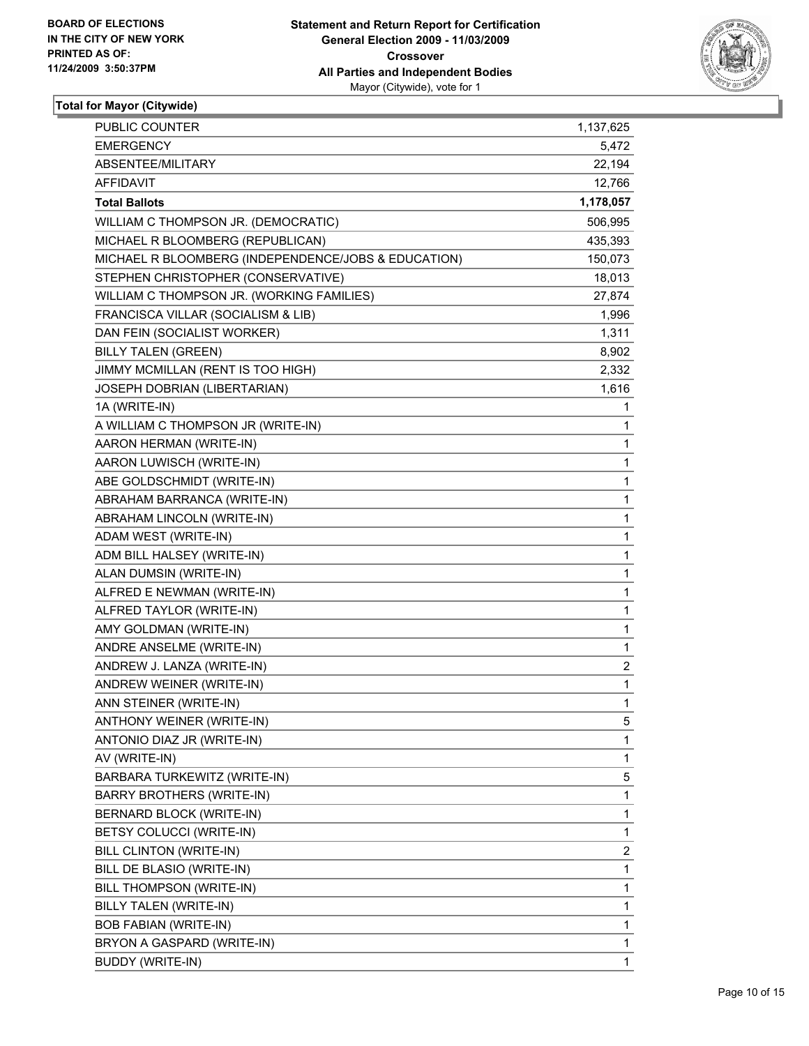**BOARD OF ELECTIONS IN THE CITY OF NEW YORK PRINTED AS OF: 11/24/2009 3:50:37PM**

**Statement and Return Report for Certification**
**General Election 2009 - 11/03/2009**
**Crossover**
**All Parties and Independent Bodies**
Mayor (Citywide), vote for 1

**Total for Mayor (Citywide)**

| | |
|---|---|
| PUBLIC COUNTER | 1,137,625 |
| EMERGENCY | 5,472 |
| ABSENTEE/MILITARY | 22,194 |
| AFFIDAVIT | 12,766 |
| **Total Ballots** | **1,178,057** |
| WILLIAM C THOMPSON JR. (DEMOCRATIC) | 506,995 |
| MICHAEL R BLOOMBERG (REPUBLICAN) | 435,393 |
| MICHAEL R BLOOMBERG (INDEPENDENCE/JOBS & EDUCATION) | 150,073 |
| STEPHEN CHRISTOPHER (CONSERVATIVE) | 18,013 |
| WILLIAM C THOMPSON JR. (WORKING FAMILIES) | 27,874 |
| FRANCISCA VILLAR (SOCIALISM & LIB) | 1,996 |
| DAN FEIN (SOCIALIST WORKER) | 1,311 |
| BILLY TALEN (GREEN) | 8,902 |
| JIMMY MCMILLAN (RENT IS TOO HIGH) | 2,332 |
| JOSEPH DOBRIAN (LIBERTARIAN) | 1,616 |
| 1A (WRITE-IN) | 1 |
| A WILLIAM C THOMPSON JR (WRITE-IN) | 1 |
| AARON HERMAN (WRITE-IN) | 1 |
| AARON LUWISCH (WRITE-IN) | 1 |
| ABE GOLDSCHMIDT (WRITE-IN) | 1 |
| ABRAHAM BARRANCA (WRITE-IN) | 1 |
| ABRAHAM LINCOLN (WRITE-IN) | 1 |
| ADAM WEST (WRITE-IN) | 1 |
| ADM BILL HALSEY (WRITE-IN) | 1 |
| ALAN DUMSIN (WRITE-IN) | 1 |
| ALFRED E NEWMAN (WRITE-IN) | 1 |
| ALFRED TAYLOR (WRITE-IN) | 1 |
| AMY GOLDMAN (WRITE-IN) | 1 |
| ANDRE ANSELME (WRITE-IN) | 1 |
| ANDREW J. LANZA (WRITE-IN) | 2 |
| ANDREW WEINER (WRITE-IN) | 1 |
| ANN STEINER (WRITE-IN) | 1 |
| ANTHONY WEINER (WRITE-IN) | 5 |
| ANTONIO DIAZ JR (WRITE-IN) | 1 |
| AV (WRITE-IN) | 1 |
| BARBARA TURKEWITZ (WRITE-IN) | 5 |
| BARRY BROTHERS (WRITE-IN) | 1 |
| BERNARD BLOCK (WRITE-IN) | 1 |
| BETSY COLUCCI (WRITE-IN) | 1 |
| BILL CLINTON (WRITE-IN) | 2 |
| BILL DE BLASIO (WRITE-IN) | 1 |
| BILL THOMPSON (WRITE-IN) | 1 |
| BILLY TALEN (WRITE-IN) | 1 |
| BOB FABIAN (WRITE-IN) | 1 |
| BRYON A GASPARD (WRITE-IN) | 1 |
| BUDDY (WRITE-IN) | 1 |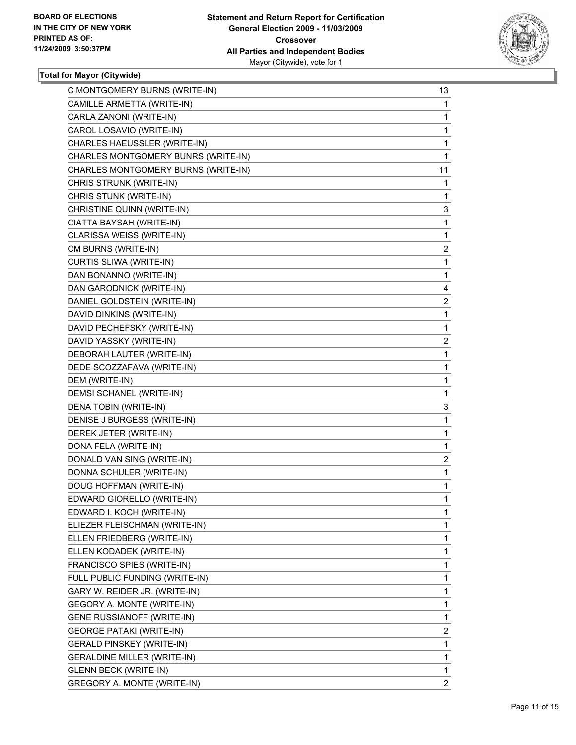**BOARD OF ELECTIONS IN THE CITY OF NEW YORK PRINTED AS OF: 11/24/2009 3:50:37PM**

**Statement and Return Report for Certification General Election 2009 - 11/03/2009 Crossover All Parties and Independent Bodies** Mayor (Citywide), vote for 1

**Total for Mayor (Citywide)**

| Candidate | Votes |
|---|---|
| C MONTGOMERY BURNS (WRITE-IN) | 13 |
| CAMILLE ARMETTA (WRITE-IN) | 1 |
| CARLA ZANONI (WRITE-IN) | 1 |
| CAROL LOSAVIO (WRITE-IN) | 1 |
| CHARLES HAEUSSLER (WRITE-IN) | 1 |
| CHARLES MONTGOMERY BUNRS (WRITE-IN) | 1 |
| CHARLES MONTGOMERY BURNS (WRITE-IN) | 11 |
| CHRIS STRUNK (WRITE-IN) | 1 |
| CHRIS STUNK (WRITE-IN) | 1 |
| CHRISTINE QUINN (WRITE-IN) | 3 |
| CIATTA BAYSAH (WRITE-IN) | 1 |
| CLARISSA WEISS (WRITE-IN) | 1 |
| CM BURNS (WRITE-IN) | 2 |
| CURTIS SLIWA (WRITE-IN) | 1 |
| DAN BONANNO (WRITE-IN) | 1 |
| DAN GARODNICK (WRITE-IN) | 4 |
| DANIEL GOLDSTEIN (WRITE-IN) | 2 |
| DAVID DINKINS (WRITE-IN) | 1 |
| DAVID PECHEFSKY (WRITE-IN) | 1 |
| DAVID YASSKY (WRITE-IN) | 2 |
| DEBORAH LAUTER (WRITE-IN) | 1 |
| DEDE SCOZZAFAVA (WRITE-IN) | 1 |
| DEM (WRITE-IN) | 1 |
| DEMSI SCHANEL (WRITE-IN) | 1 |
| DENA TOBIN (WRITE-IN) | 3 |
| DENISE J BURGESS (WRITE-IN) | 1 |
| DEREK JETER (WRITE-IN) | 1 |
| DONA FELA (WRITE-IN) | 1 |
| DONALD VAN SING (WRITE-IN) | 2 |
| DONNA SCHULER (WRITE-IN) | 1 |
| DOUG HOFFMAN (WRITE-IN) | 1 |
| EDWARD GIORELLO (WRITE-IN) | 1 |
| EDWARD I. KOCH (WRITE-IN) | 1 |
| ELIEZER FLEISCHMAN (WRITE-IN) | 1 |
| ELLEN FRIEDBERG (WRITE-IN) | 1 |
| ELLEN KODADEK (WRITE-IN) | 1 |
| FRANCISCO SPIES (WRITE-IN) | 1 |
| FULL PUBLIC FUNDING (WRITE-IN) | 1 |
| GARY W. REIDER JR. (WRITE-IN) | 1 |
| GEGORY A. MONTE (WRITE-IN) | 1 |
| GENE RUSSIANOFF (WRITE-IN) | 1 |
| GEORGE PATAKI (WRITE-IN) | 2 |
| GERALD PINSKEY (WRITE-IN) | 1 |
| GERALDINE MILLER (WRITE-IN) | 1 |
| GLENN BECK (WRITE-IN) | 1 |
| GREGORY A. MONTE (WRITE-IN) | 2 |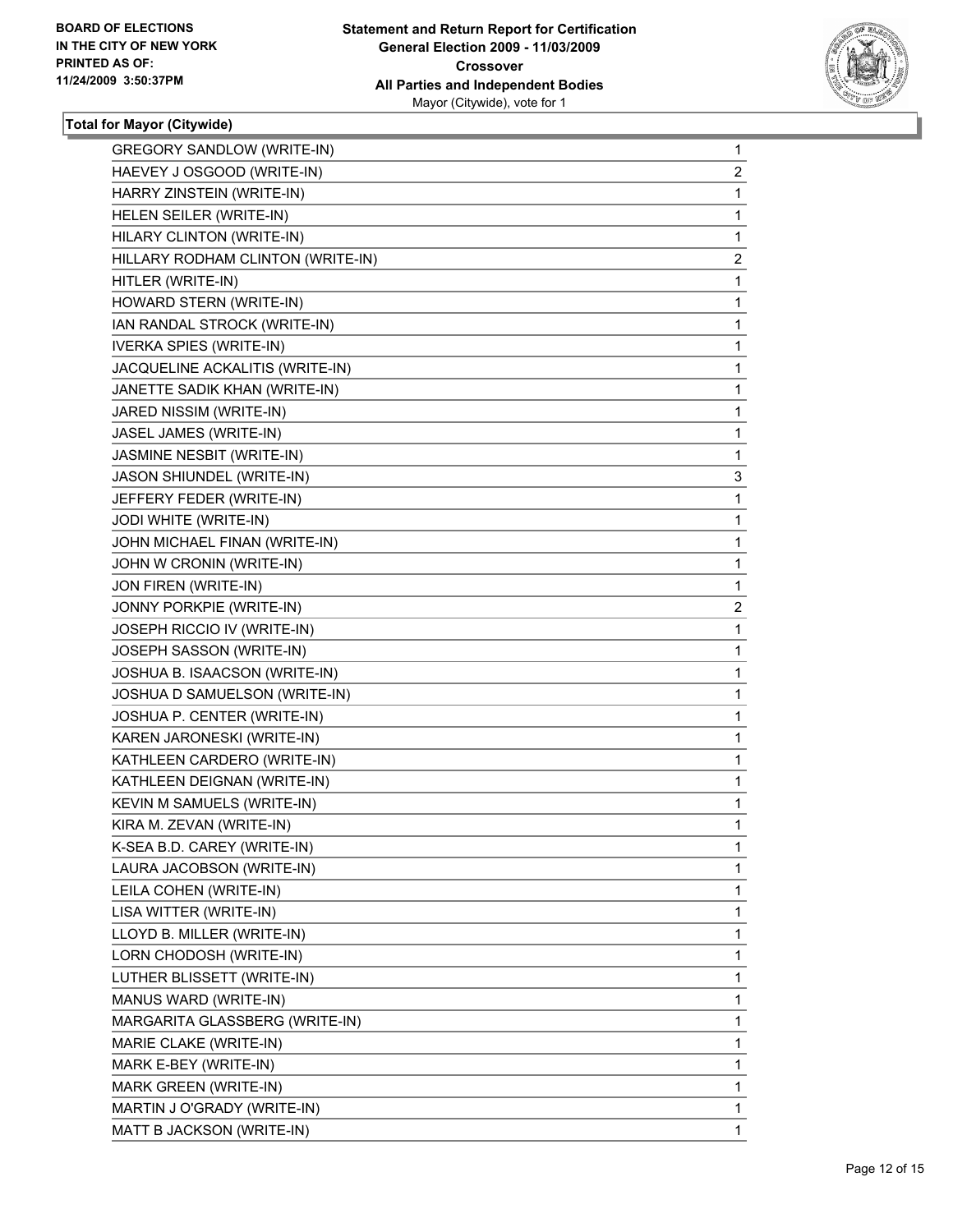**BOARD OF ELECTIONS IN THE CITY OF NEW YORK PRINTED AS OF: 11/24/2009 3:50:37PM**

**Statement and Return Report for Certification General Election 2009 - 11/03/2009 Crossover All Parties and Independent Bodies**
Mayor (Citywide), vote for 1

**Total for Mayor (Citywide)**

| | |
|---|---|
| GREGORY SANDLOW (WRITE-IN) | 1 |
| HAEVEY J OSGOOD (WRITE-IN) | 2 |
| HARRY ZINSTEIN (WRITE-IN) | 1 |
| HELEN SEILER (WRITE-IN) | 1 |
| HILARY CLINTON (WRITE-IN) | 1 |
| HILLARY RODHAM CLINTON (WRITE-IN) | 2 |
| HITLER (WRITE-IN) | 1 |
| HOWARD STERN (WRITE-IN) | 1 |
| IAN RANDAL STROCK (WRITE-IN) | 1 |
| IVERKA SPIES (WRITE-IN) | 1 |
| JACQUELINE ACKALITIS (WRITE-IN) | 1 |
| JANETTE SADIK KHAN (WRITE-IN) | 1 |
| JARED NISSIM (WRITE-IN) | 1 |
| JASEL JAMES (WRITE-IN) | 1 |
| JASMINE NESBIT (WRITE-IN) | 1 |
| JASON SHIUNDEL (WRITE-IN) | 3 |
| JEFFERY FEDER (WRITE-IN) | 1 |
| JODI WHITE (WRITE-IN) | 1 |
| JOHN MICHAEL FINAN (WRITE-IN) | 1 |
| JOHN W CRONIN (WRITE-IN) | 1 |
| JON FIREN (WRITE-IN) | 1 |
| JONNY PORKPIE (WRITE-IN) | 2 |
| JOSEPH RICCIO IV (WRITE-IN) | 1 |
| JOSEPH SASSON (WRITE-IN) | 1 |
| JOSHUA B. ISAACSON (WRITE-IN) | 1 |
| JOSHUA D SAMUELSON (WRITE-IN) | 1 |
| JOSHUA P. CENTER (WRITE-IN) | 1 |
| KAREN JARONESKI (WRITE-IN) | 1 |
| KATHLEEN CARDERO (WRITE-IN) | 1 |
| KATHLEEN DEIGNAN (WRITE-IN) | 1 |
| KEVIN M SAMUELS (WRITE-IN) | 1 |
| KIRA M. ZEVAN (WRITE-IN) | 1 |
| K-SEA B.D. CAREY (WRITE-IN) | 1 |
| LAURA JACOBSON (WRITE-IN) | 1 |
| LEILA COHEN (WRITE-IN) | 1 |
| LISA WITTER (WRITE-IN) | 1 |
| LLOYD B. MILLER (WRITE-IN) | 1 |
| LORN CHODOSH (WRITE-IN) | 1 |
| LUTHER BLISSETT (WRITE-IN) | 1 |
| MANUS WARD (WRITE-IN) | 1 |
| MARGARITA GLASSBERG (WRITE-IN) | 1 |
| MARIE CLAKE (WRITE-IN) | 1 |
| MARK E-BEY (WRITE-IN) | 1 |
| MARK GREEN (WRITE-IN) | 1 |
| MARTIN J O'GRADY (WRITE-IN) | 1 |
| MATT B JACKSON (WRITE-IN) | 1 |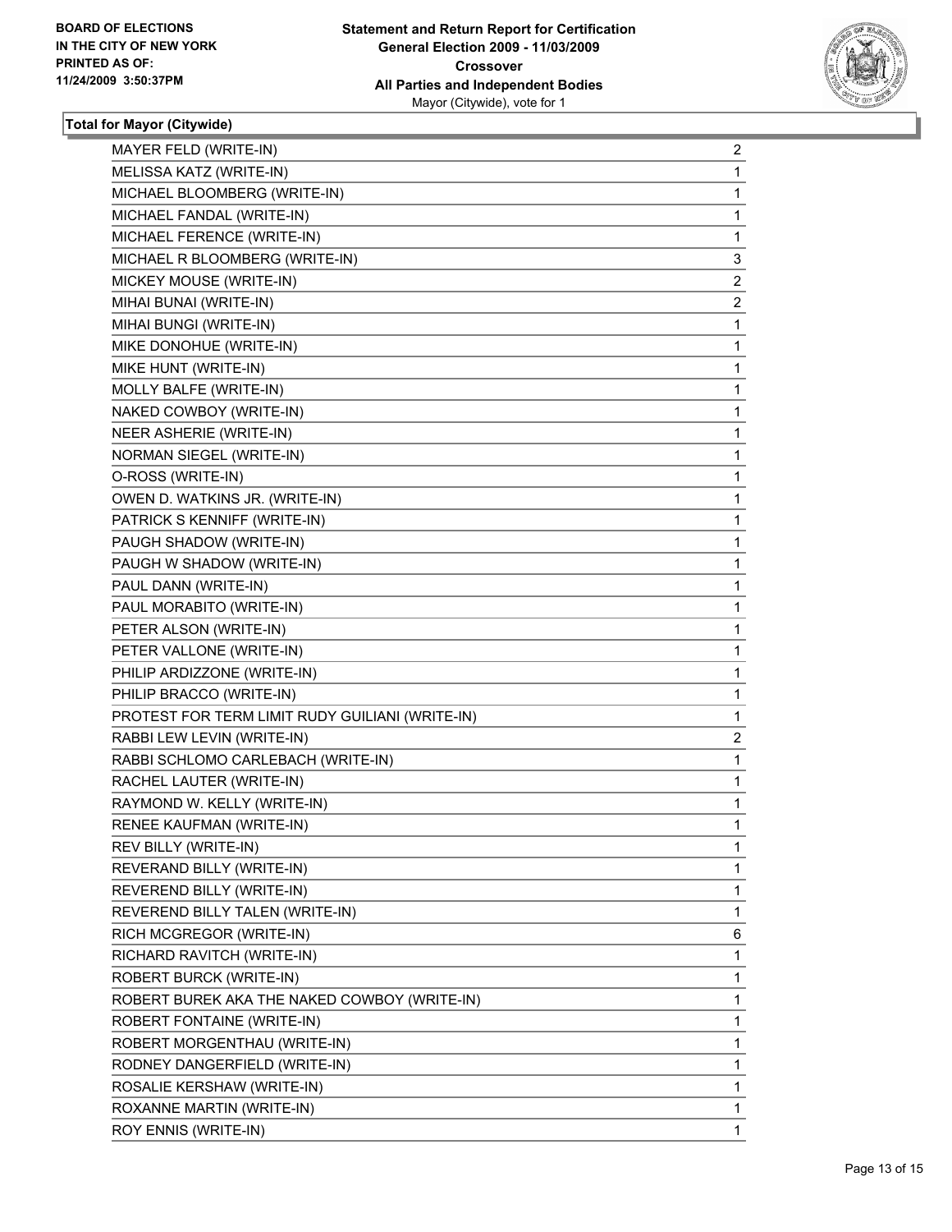**BOARD OF ELECTIONS IN THE CITY OF NEW YORK PRINTED AS OF: 11/24/2009 3:50:37PM**

**Statement and Return Report for Certification General Election 2009 - 11/03/2009 Crossover All Parties and Independent Bodies**
Mayor (Citywide), vote for 1

### Total for Mayor (Citywide)

| Candidate | Votes |
|---|---|
| MAYER FELD (WRITE-IN) | 2 |
| MELISSA KATZ (WRITE-IN) | 1 |
| MICHAEL BLOOMBERG (WRITE-IN) | 1 |
| MICHAEL FANDAL (WRITE-IN) | 1 |
| MICHAEL FERENCE (WRITE-IN) | 1 |
| MICHAEL R BLOOMBERG (WRITE-IN) | 3 |
| MICKEY MOUSE (WRITE-IN) | 2 |
| MIHAI BUNAI (WRITE-IN) | 2 |
| MIHAI BUNGI (WRITE-IN) | 1 |
| MIKE DONOHUE (WRITE-IN) | 1 |
| MIKE HUNT (WRITE-IN) | 1 |
| MOLLY BALFE (WRITE-IN) | 1 |
| NAKED COWBOY (WRITE-IN) | 1 |
| NEER ASHERIE (WRITE-IN) | 1 |
| NORMAN SIEGEL (WRITE-IN) | 1 |
| O-ROSS (WRITE-IN) | 1 |
| OWEN D. WATKINS JR. (WRITE-IN) | 1 |
| PATRICK S KENNIFF (WRITE-IN) | 1 |
| PAUGH SHADOW (WRITE-IN) | 1 |
| PAUGH W SHADOW (WRITE-IN) | 1 |
| PAUL DANN (WRITE-IN) | 1 |
| PAUL MORABITO (WRITE-IN) | 1 |
| PETER ALSON (WRITE-IN) | 1 |
| PETER VALLONE (WRITE-IN) | 1 |
| PHILIP ARDIZZONE (WRITE-IN) | 1 |
| PHILIP BRACCO (WRITE-IN) | 1 |
| PROTEST FOR TERM LIMIT RUDY GUILIANI (WRITE-IN) | 1 |
| RABBI LEW LEVIN (WRITE-IN) | 2 |
| RABBI SCHLOMO CARLEBACH (WRITE-IN) | 1 |
| RACHEL LAUTER (WRITE-IN) | 1 |
| RAYMOND W. KELLY (WRITE-IN) | 1 |
| RENEE KAUFMAN (WRITE-IN) | 1 |
| REV BILLY (WRITE-IN) | 1 |
| REVERAND BILLY (WRITE-IN) | 1 |
| REVEREND BILLY (WRITE-IN) | 1 |
| REVEREND BILLY TALEN (WRITE-IN) | 1 |
| RICH MCGREGOR (WRITE-IN) | 6 |
| RICHARD RAVITCH (WRITE-IN) | 1 |
| ROBERT BURCK (WRITE-IN) | 1 |
| ROBERT BUREK AKA THE NAKED COWBOY (WRITE-IN) | 1 |
| ROBERT FONTAINE (WRITE-IN) | 1 |
| ROBERT MORGENTHAU (WRITE-IN) | 1 |
| RODNEY DANGERFIELD (WRITE-IN) | 1 |
| ROSALIE KERSHAW (WRITE-IN) | 1 |
| ROXANNE MARTIN (WRITE-IN) | 1 |
| ROY ENNIS (WRITE-IN) | 1 |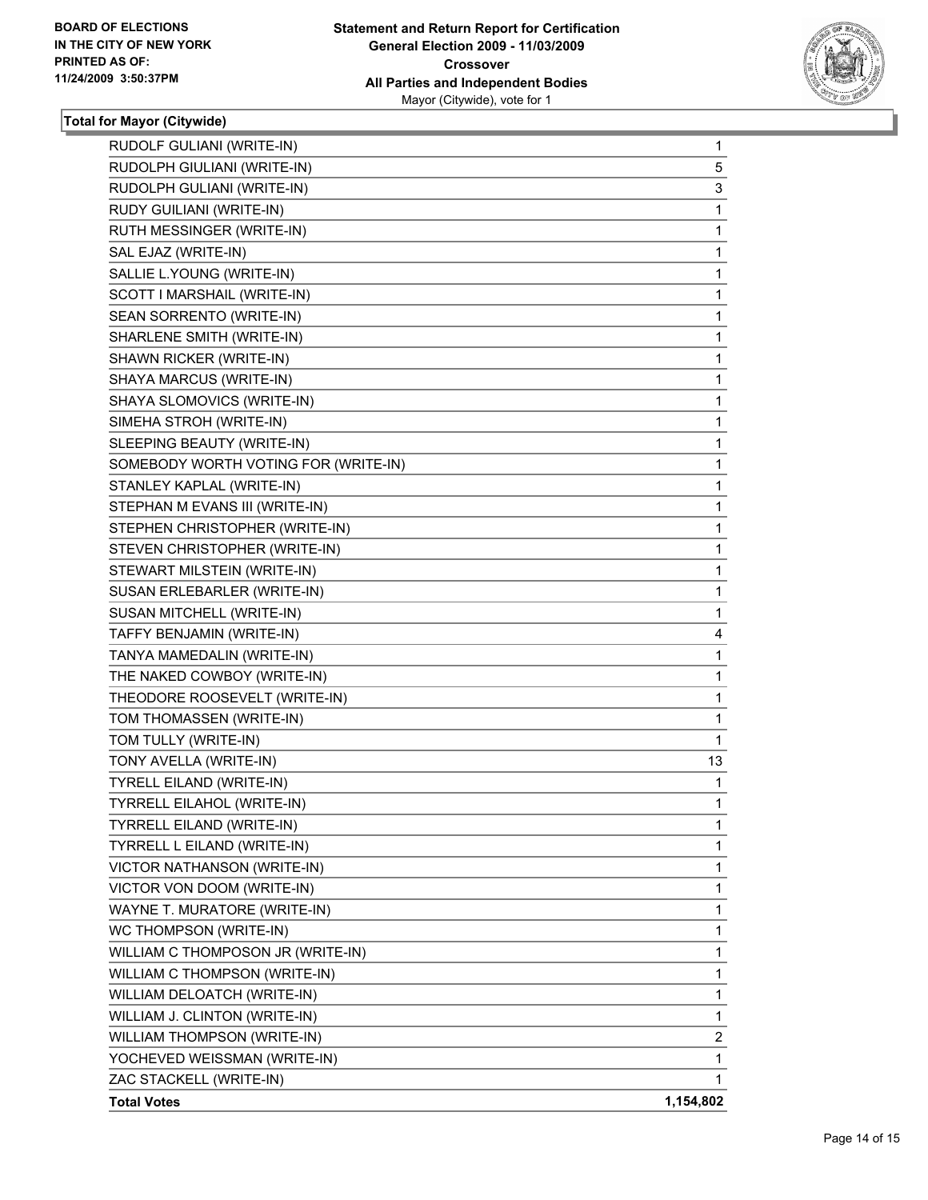BOARD OF ELECTIONS
IN THE CITY OF NEW YORK
PRINTED AS OF:
11/24/2009 3:50:37PM

**Statement and Return Report for Certification**
**General Election 2009 - 11/03/2009**
**Crossover**
**All Parties and Independent Bodies**
Mayor (Citywide), vote for 1

### Total for Mayor (Citywide)

| | |
|---|---|
| RUDOLF GULIANI (WRITE-IN) | 1 |
| RUDOLPH GIULIANI (WRITE-IN) | 5 |
| RUDOLPH GULIANI (WRITE-IN) | 3 |
| RUDY GUILIANI (WRITE-IN) | 1 |
| RUTH MESSINGER (WRITE-IN) | 1 |
| SAL EJAZ (WRITE-IN) | 1 |
| SALLIE L.YOUNG (WRITE-IN) | 1 |
| SCOTT I MARSHAIL (WRITE-IN) | 1 |
| SEAN SORRENTO (WRITE-IN) | 1 |
| SHARLENE SMITH (WRITE-IN) | 1 |
| SHAWN RICKER (WRITE-IN) | 1 |
| SHAYA MARCUS (WRITE-IN) | 1 |
| SHAYA SLOMOVICS (WRITE-IN) | 1 |
| SIMEHA STROH (WRITE-IN) | 1 |
| SLEEPING BEAUTY (WRITE-IN) | 1 |
| SOMEBODY WORTH VOTING FOR (WRITE-IN) | 1 |
| STANLEY KAPLAL (WRITE-IN) | 1 |
| STEPHAN M EVANS III (WRITE-IN) | 1 |
| STEPHEN CHRISTOPHER (WRITE-IN) | 1 |
| STEVEN CHRISTOPHER (WRITE-IN) | 1 |
| STEWART MILSTEIN (WRITE-IN) | 1 |
| SUSAN ERLEBARLER (WRITE-IN) | 1 |
| SUSAN MITCHELL (WRITE-IN) | 1 |
| TAFFY BENJAMIN (WRITE-IN) | 4 |
| TANYA MAMEDALIN (WRITE-IN) | 1 |
| THE NAKED COWBOY (WRITE-IN) | 1 |
| THEODORE ROOSEVELT (WRITE-IN) | 1 |
| TOM THOMASSEN (WRITE-IN) | 1 |
| TOM TULLY (WRITE-IN) | 1 |
| TONY AVELLA (WRITE-IN) | 13 |
| TYRELL EILAND (WRITE-IN) | 1 |
| TYRRELL EILAHOL (WRITE-IN) | 1 |
| TYRRELL EILAND (WRITE-IN) | 1 |
| TYRRELL L EILAND (WRITE-IN) | 1 |
| VICTOR NATHANSON (WRITE-IN) | 1 |
| VICTOR VON DOOM (WRITE-IN) | 1 |
| WAYNE T. MURATORE (WRITE-IN) | 1 |
| WC THOMPSON (WRITE-IN) | 1 |
| WILLIAM C THOMPOSON JR (WRITE-IN) | 1 |
| WILLIAM C THOMPSON (WRITE-IN) | 1 |
| WILLIAM DELOATCH (WRITE-IN) | 1 |
| WILLIAM J. CLINTON (WRITE-IN) | 1 |
| WILLIAM THOMPSON (WRITE-IN) | 2 |
| YOCHEVED WEISSMAN (WRITE-IN) | 1 |
| ZAC STACKELL (WRITE-IN) | 1 |
| **Total Votes** | **1,154,802** |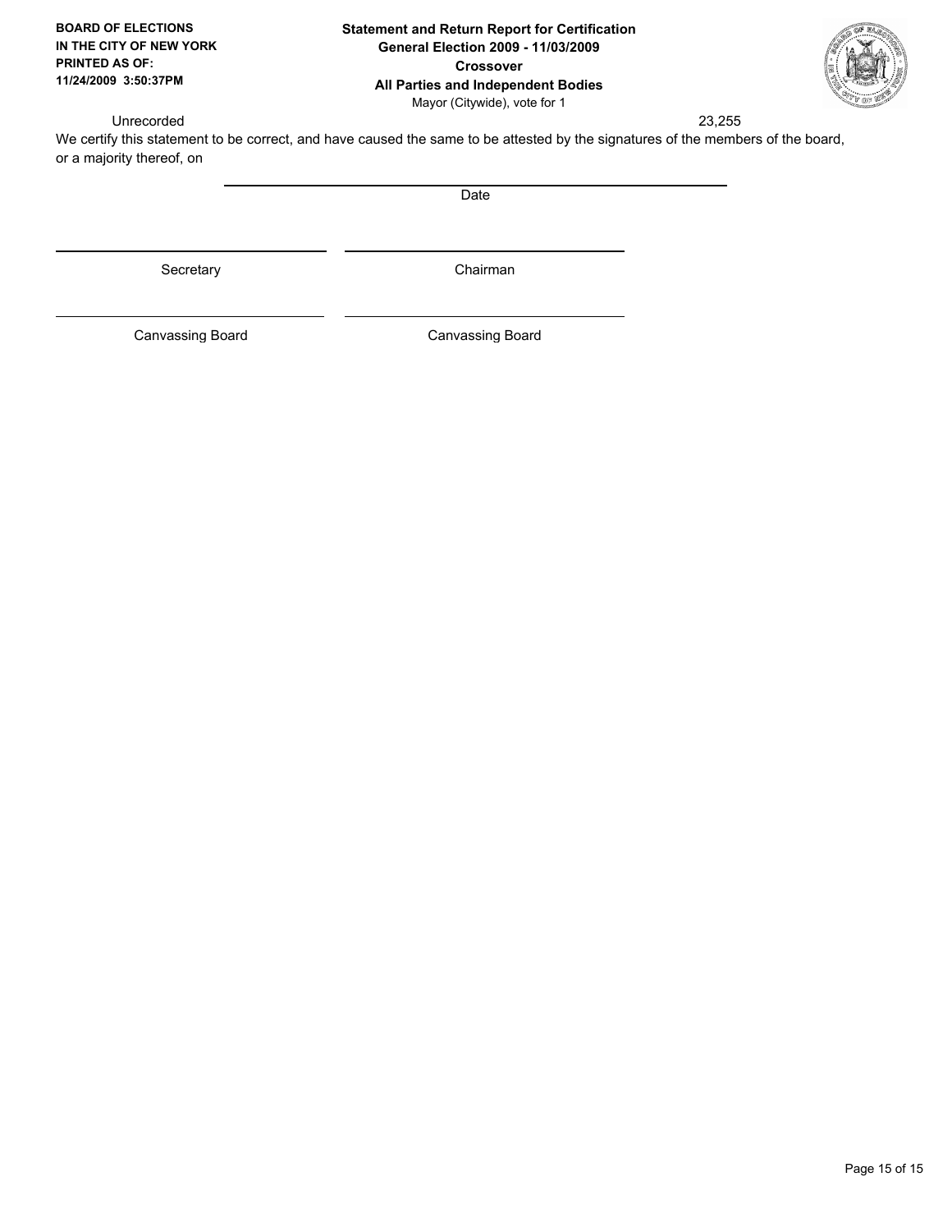| | |
|---|---|
| Unrecorded | 23,255 |

We certify this statement to be correct, and have caused the same to be attested by the signatures of the members of the board, or a majority thereof, on

Date

Secretary

Chairman

Canvassing Board

Canvassing Board